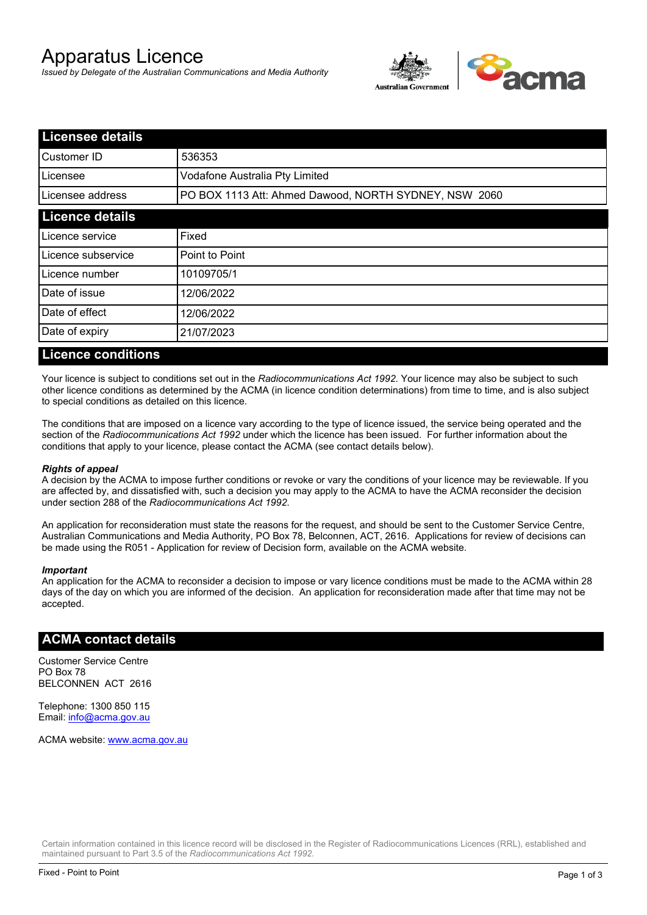# Apparatus Licence

*Issued by Delegate of the Australian Communications and Media Authority*

## Licensee details

| | |
|---|---|
| Customer ID | 536353 |
| Licensee | Vodafone Australia Pty Limited |
| Licensee address | PO BOX 1113 Att: Ahmed Dawood, NORTH SYDNEY, NSW 2060 |

## Licence details

| | |
|---|---|
| Licence service | Fixed |
| Licence subservice | Point to Point |
| Licence number | 10109705/1 |
| Date of issue | 12/06/2022 |
| Date of effect | 12/06/2022 |
| Date of expiry | 21/07/2023 |

## Licence conditions

Your licence is subject to conditions set out in the *Radiocommunications Act 1992*. Your licence may also be subject to such other licence conditions as determined by the ACMA (in licence condition determinations) from time to time, and is also subject to special conditions as detailed on this licence.

The conditions that are imposed on a licence vary according to the type of licence issued, the service being operated and the section of the *Radiocommunications Act 1992* under which the licence has been issued. For further information about the conditions that apply to your licence, please contact the ACMA (see contact details below).

***Rights of appeal***

A decision by the ACMA to impose further conditions or revoke or vary the conditions of your licence may be reviewable. If you are affected by, and dissatisfied with, such a decision you may apply to the ACMA to have the ACMA reconsider the decision under section 288 of the *Radiocommunications Act 1992*.

An application for reconsideration must state the reasons for the request, and should be sent to the Customer Service Centre, Australian Communications and Media Authority, PO Box 78, Belconnen, ACT, 2616. Applications for review of decisions can be made using the R051 - Application for review of Decision form, available on the ACMA website.

***Important***

An application for the ACMA to reconsider a decision to impose or vary licence conditions must be made to the ACMA within 28 days of the day on which you are informed of the decision. An application for reconsideration made after that time may not be accepted.

## ACMA contact details

Customer Service Centre
PO Box 78
BELCONNEN ACT 2616

Telephone: 1300 850 115
Email: info@acma.gov.au

ACMA website: www.acma.gov.au

Certain information contained in this licence record will be disclosed in the Register of Radiocommunications Licences (RRL), established and maintained pursuant to Part 3.5 of the *Radiocommunications Act 1992.*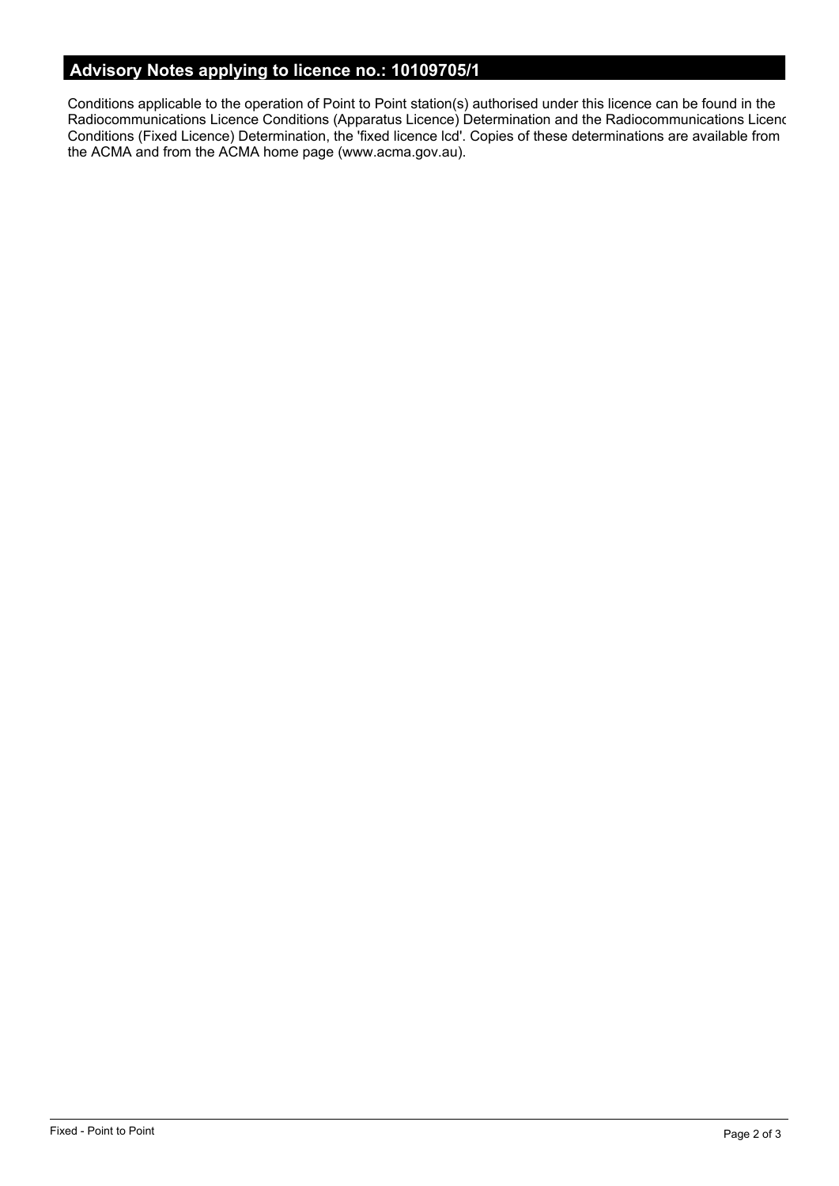## Advisory Notes applying to licence no.: 10109705/1

Conditions applicable to the operation of Point to Point station(s) authorised under this licence can be found in the Radiocommunications Licence Conditions (Apparatus Licence) Determination and the Radiocommunications Licenc Conditions (Fixed Licence) Determination, the 'fixed licence lcd'. Copies of these determinations are available from the ACMA and from the ACMA home page (www.acma.gov.au).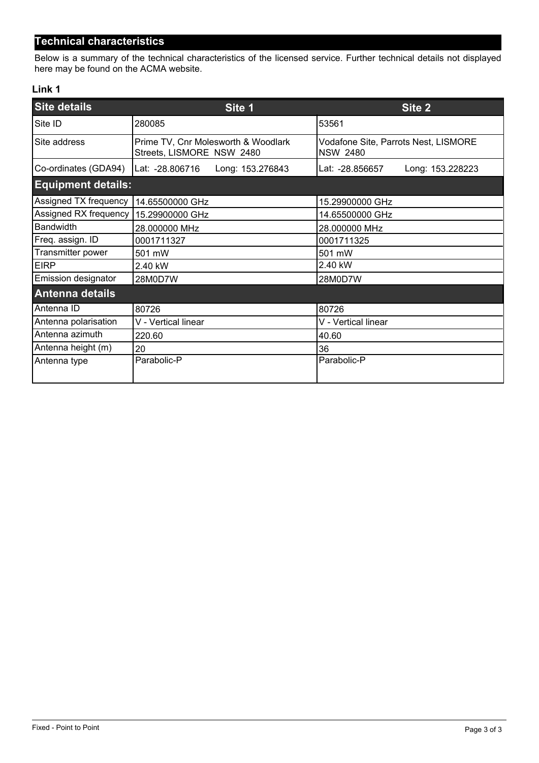## Technical characteristics

Below is a summary of the technical characteristics of the licensed service. Further technical details not displayed here may be found on the ACMA website.

**Link 1**

| Site details | Site 1 | Site 2 |
|---|---|---|
| Site ID | 280085 | 53561 |
| Site address | Prime TV, Cnr Molesworth & Woodlark Streets, LISMORE NSW 2480 | Vodafone Site, Parrots Nest, LISMORE NSW 2480 |
| Co-ordinates (GDA94) | Lat: -28.806716 Long: 153.276843 | Lat: -28.856657 Long: 153.228223 |
| **Equipment details:** | | |
| Assigned TX frequency | 14.65500000 GHz | 15.29900000 GHz |
| Assigned RX frequency | 15.29900000 GHz | 14.65500000 GHz |
| Bandwidth | 28.000000 MHz | 28.000000 MHz |
| Freq. assign. ID | 0001711327 | 0001711325 |
| Transmitter power | 501 mW | 501 mW |
| EIRP | 2.40 kW | 2.40 kW |
| Emission designator | 28M0D7W | 28M0D7W |
| **Antenna details** | | |
| Antenna ID | 80726 | 80726 |
| Antenna polarisation | V - Vertical linear | V - Vertical linear |
| Antenna azimuth | 220.60 | 40.60 |
| Antenna height (m) | 20 | 36 |
| Antenna type | Parabolic-P | Parabolic-P |

Fixed - Point to Point